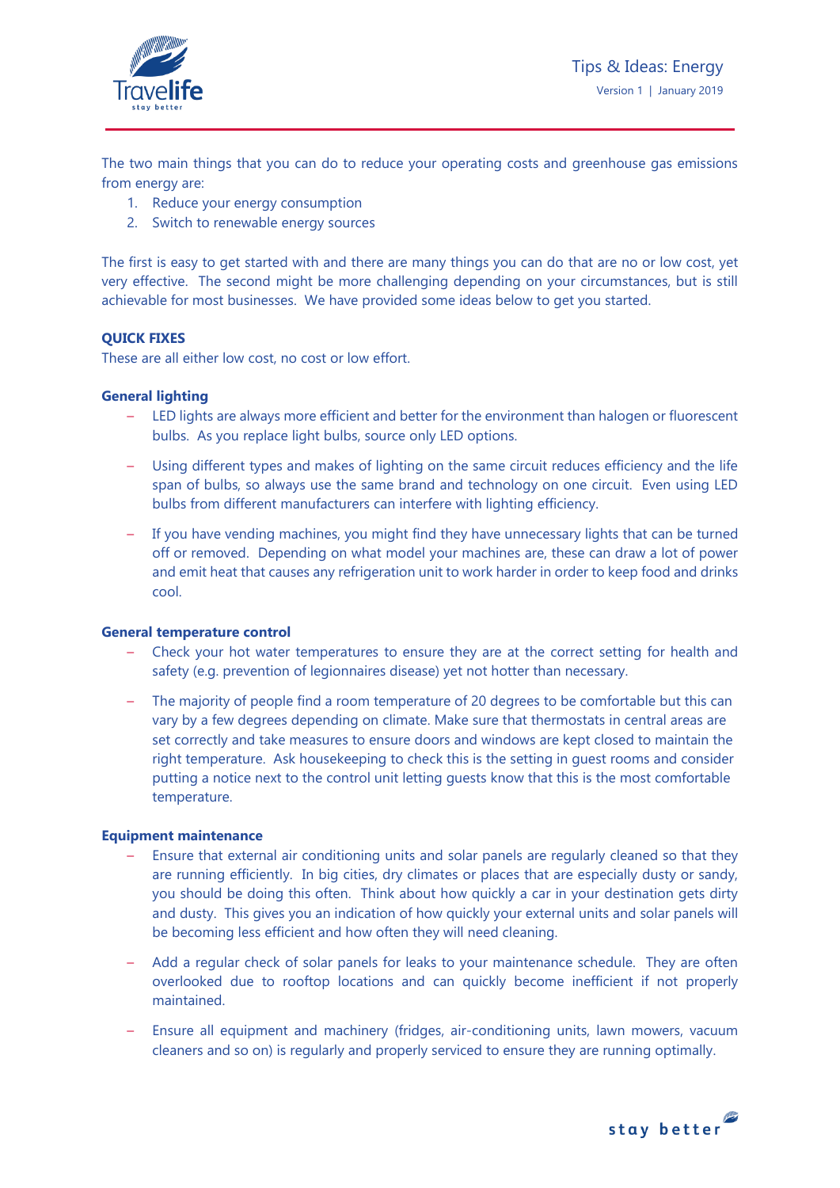The two main things that you can do to reduce your operating costs and greenhouse gas emissions from energy are:

1. Reduce your energy consumption
2. Switch to renewable energy sources

The first is easy to get started with and there are many things you can do that are no or low cost, yet very effective. The second might be more challenging depending on your circumstances, but is still achievable for most businesses. We have provided some ideas below to get you started.

## QUICK FIXES

These are all either low cost, no cost or low effort.

### General lighting

- LED lights are always more efficient and better for the environment than halogen or fluorescent bulbs. As you replace light bulbs, source only LED options.
- Using different types and makes of lighting on the same circuit reduces efficiency and the life span of bulbs, so always use the same brand and technology on one circuit. Even using LED bulbs from different manufacturers can interfere with lighting efficiency.
- If you have vending machines, you might find they have unnecessary lights that can be turned off or removed. Depending on what model your machines are, these can draw a lot of power and emit heat that causes any refrigeration unit to work harder in order to keep food and drinks cool.

### General temperature control

- Check your hot water temperatures to ensure they are at the correct setting for health and safety (e.g. prevention of legionnaires disease) yet not hotter than necessary.
- The majority of people find a room temperature of 20 degrees to be comfortable but this can vary by a few degrees depending on climate. Make sure that thermostats in central areas are set correctly and take measures to ensure doors and windows are kept closed to maintain the right temperature. Ask housekeeping to check this is the setting in guest rooms and consider putting a notice next to the control unit letting guests know that this is the most comfortable temperature.

### Equipment maintenance

- Ensure that external air conditioning units and solar panels are regularly cleaned so that they are running efficiently. In big cities, dry climates or places that are especially dusty or sandy, you should be doing this often. Think about how quickly a car in your destination gets dirty and dusty. This gives you an indication of how quickly your external units and solar panels will be becoming less efficient and how often they will need cleaning.
- Add a regular check of solar panels for leaks to your maintenance schedule. They are often overlooked due to rooftop locations and can quickly become inefficient if not properly maintained.
- Ensure all equipment and machinery (fridges, air-conditioning units, lawn mowers, vacuum cleaners and so on) is regularly and properly serviced to ensure they are running optimally.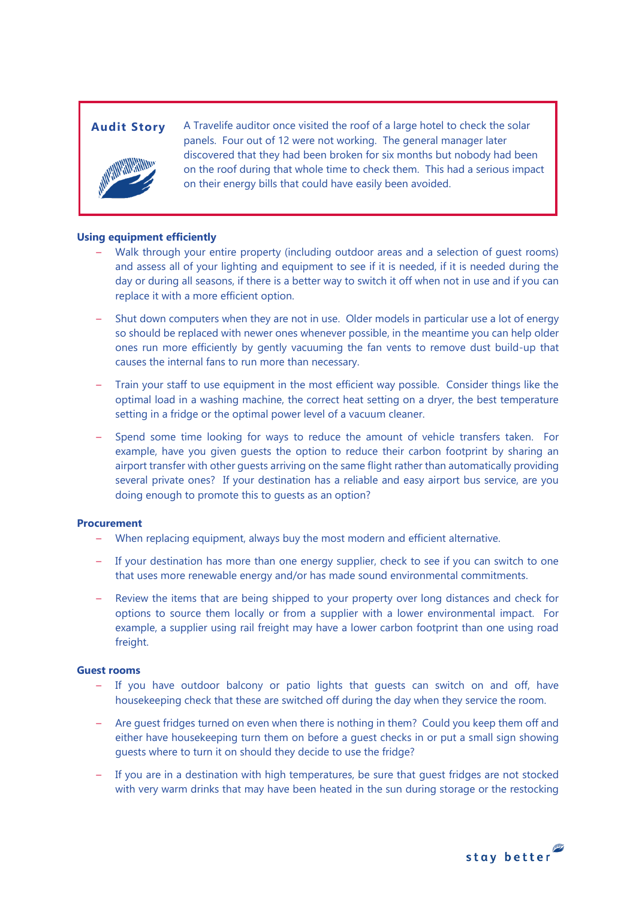**Audit Story**

A Travelife auditor once visited the roof of a large hotel to check the solar panels. Four out of 12 were not working. The general manager later discovered that they had been broken for six months but nobody had been on the roof during that whole time to check them. This had a serious impact on their energy bills that could have easily been avoided.

### Using equipment efficiently

- Walk through your entire property (including outdoor areas and a selection of guest rooms) and assess all of your lighting and equipment to see if it is needed, if it is needed during the day or during all seasons, if there is a better way to switch it off when not in use and if you can replace it with a more efficient option.
- Shut down computers when they are not in use. Older models in particular use a lot of energy so should be replaced with newer ones whenever possible, in the meantime you can help older ones run more efficiently by gently vacuuming the fan vents to remove dust build-up that causes the internal fans to run more than necessary.
- Train your staff to use equipment in the most efficient way possible. Consider things like the optimal load in a washing machine, the correct heat setting on a dryer, the best temperature setting in a fridge or the optimal power level of a vacuum cleaner.
- Spend some time looking for ways to reduce the amount of vehicle transfers taken. For example, have you given guests the option to reduce their carbon footprint by sharing an airport transfer with other guests arriving on the same flight rather than automatically providing several private ones? If your destination has a reliable and easy airport bus service, are you doing enough to promote this to guests as an option?

### Procurement

- When replacing equipment, always buy the most modern and efficient alternative.
- If your destination has more than one energy supplier, check to see if you can switch to one that uses more renewable energy and/or has made sound environmental commitments.
- Review the items that are being shipped to your property over long distances and check for options to source them locally or from a supplier with a lower environmental impact. For example, a supplier using rail freight may have a lower carbon footprint than one using road freight.

### Guest rooms

- If you have outdoor balcony or patio lights that guests can switch on and off, have housekeeping check that these are switched off during the day when they service the room.
- Are guest fridges turned on even when there is nothing in them? Could you keep them off and either have housekeeping turn them on before a guest checks in or put a small sign showing guests where to turn it on should they decide to use the fridge?
- If you are in a destination with high temperatures, be sure that guest fridges are not stocked with very warm drinks that may have been heated in the sun during storage or the restocking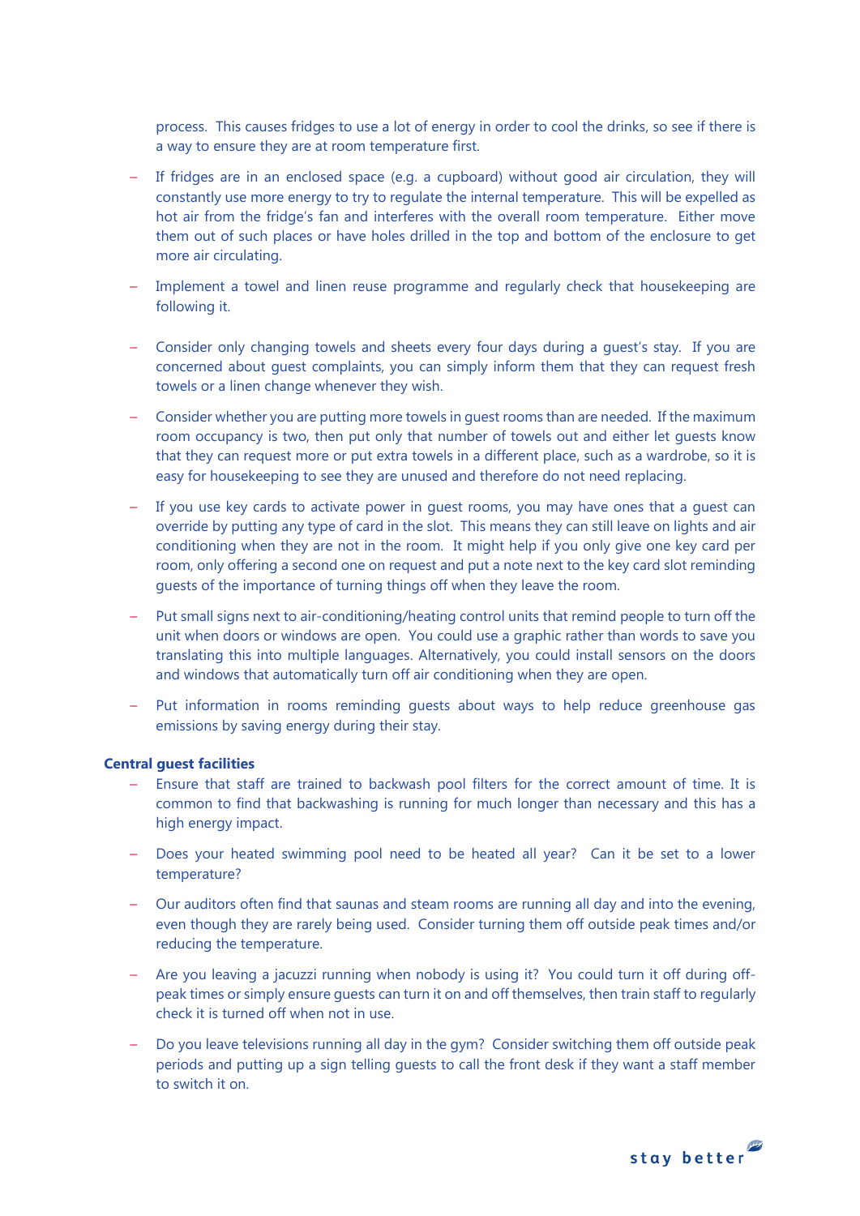process. This causes fridges to use a lot of energy in order to cool the drinks, so see if there is a way to ensure they are at room temperature first.

- If fridges are in an enclosed space (e.g. a cupboard) without good air circulation, they will constantly use more energy to try to regulate the internal temperature. This will be expelled as hot air from the fridge's fan and interferes with the overall room temperature. Either move them out of such places or have holes drilled in the top and bottom of the enclosure to get more air circulating.
- Implement a towel and linen reuse programme and regularly check that housekeeping are following it.
- Consider only changing towels and sheets every four days during a guest's stay. If you are concerned about guest complaints, you can simply inform them that they can request fresh towels or a linen change whenever they wish.
- Consider whether you are putting more towels in guest rooms than are needed. If the maximum room occupancy is two, then put only that number of towels out and either let guests know that they can request more or put extra towels in a different place, such as a wardrobe, so it is easy for housekeeping to see they are unused and therefore do not need replacing.
- If you use key cards to activate power in guest rooms, you may have ones that a guest can override by putting any type of card in the slot. This means they can still leave on lights and air conditioning when they are not in the room. It might help if you only give one key card per room, only offering a second one on request and put a note next to the key card slot reminding guests of the importance of turning things off when they leave the room.
- Put small signs next to air-conditioning/heating control units that remind people to turn off the unit when doors or windows are open. You could use a graphic rather than words to save you translating this into multiple languages. Alternatively, you could install sensors on the doors and windows that automatically turn off air conditioning when they are open.
- Put information in rooms reminding guests about ways to help reduce greenhouse gas emissions by saving energy during their stay.

**Central guest facilities**

- Ensure that staff are trained to backwash pool filters for the correct amount of time. It is common to find that backwashing is running for much longer than necessary and this has a high energy impact.
- Does your heated swimming pool need to be heated all year? Can it be set to a lower temperature?
- Our auditors often find that saunas and steam rooms are running all day and into the evening, even though they are rarely being used. Consider turning them off outside peak times and/or reducing the temperature.
- Are you leaving a jacuzzi running when nobody is using it? You could turn it off during off-peak times or simply ensure guests can turn it on and off themselves, then train staff to regularly check it is turned off when not in use.
- Do you leave televisions running all day in the gym? Consider switching them off outside peak periods and putting up a sign telling guests to call the front desk if they want a staff member to switch it on.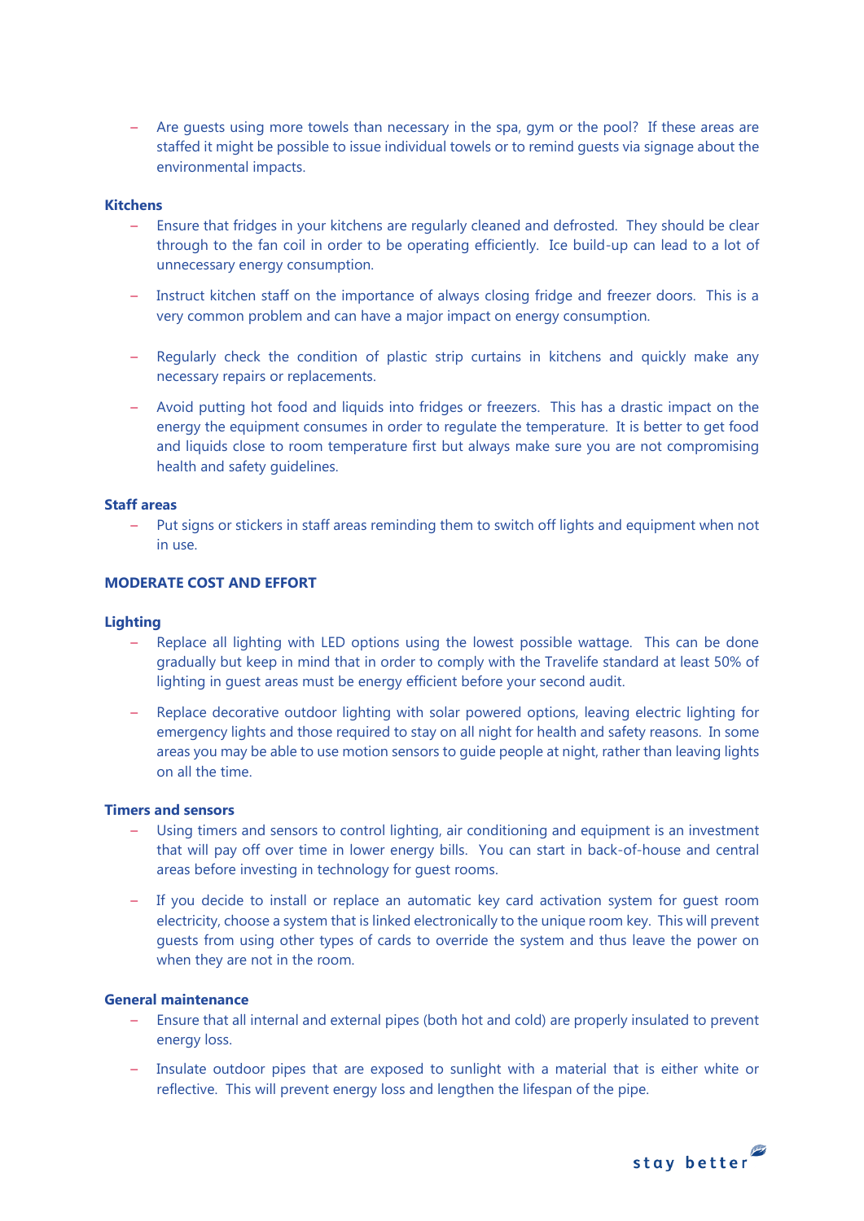- Are guests using more towels than necessary in the spa, gym or the pool? If these areas are staffed it might be possible to issue individual towels or to remind guests via signage about the environmental impacts.

**Kitchens**

- Ensure that fridges in your kitchens are regularly cleaned and defrosted. They should be clear through to the fan coil in order to be operating efficiently. Ice build-up can lead to a lot of unnecessary energy consumption.
- Instruct kitchen staff on the importance of always closing fridge and freezer doors. This is a very common problem and can have a major impact on energy consumption.
- Regularly check the condition of plastic strip curtains in kitchens and quickly make any necessary repairs or replacements.
- Avoid putting hot food and liquids into fridges or freezers. This has a drastic impact on the energy the equipment consumes in order to regulate the temperature. It is better to get food and liquids close to room temperature first but always make sure you are not compromising health and safety guidelines.

**Staff areas**

- Put signs or stickers in staff areas reminding them to switch off lights and equipment when not in use.

## MODERATE COST AND EFFORT

**Lighting**

- Replace all lighting with LED options using the lowest possible wattage. This can be done gradually but keep in mind that in order to comply with the Travelife standard at least 50% of lighting in guest areas must be energy efficient before your second audit.
- Replace decorative outdoor lighting with solar powered options, leaving electric lighting for emergency lights and those required to stay on all night for health and safety reasons. In some areas you may be able to use motion sensors to guide people at night, rather than leaving lights on all the time.

**Timers and sensors**

- Using timers and sensors to control lighting, air conditioning and equipment is an investment that will pay off over time in lower energy bills. You can start in back-of-house and central areas before investing in technology for guest rooms.
- If you decide to install or replace an automatic key card activation system for guest room electricity, choose a system that is linked electronically to the unique room key. This will prevent guests from using other types of cards to override the system and thus leave the power on when they are not in the room.

**General maintenance**

- Ensure that all internal and external pipes (both hot and cold) are properly insulated to prevent energy loss.
- Insulate outdoor pipes that are exposed to sunlight with a material that is either white or reflective. This will prevent energy loss and lengthen the lifespan of the pipe.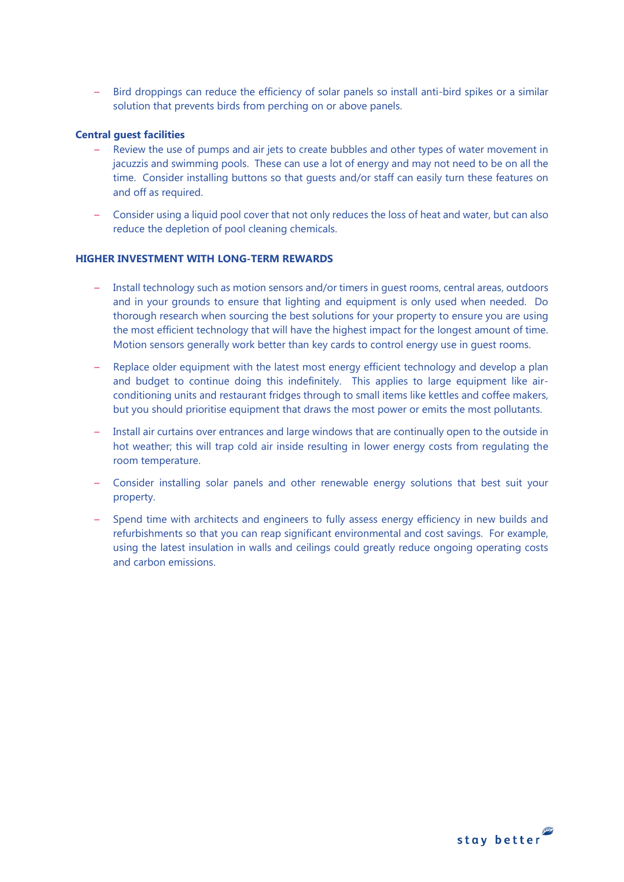- Bird droppings can reduce the efficiency of solar panels so install anti-bird spikes or a similar solution that prevents birds from perching on or above panels.

**Central guest facilities**

- Review the use of pumps and air jets to create bubbles and other types of water movement in jacuzzis and swimming pools. These can use a lot of energy and may not need to be on all the time. Consider installing buttons so that guests and/or staff can easily turn these features on and off as required.
- Consider using a liquid pool cover that not only reduces the loss of heat and water, but can also reduce the depletion of pool cleaning chemicals.

## HIGHER INVESTMENT WITH LONG-TERM REWARDS

- Install technology such as motion sensors and/or timers in guest rooms, central areas, outdoors and in your grounds to ensure that lighting and equipment is only used when needed. Do thorough research when sourcing the best solutions for your property to ensure you are using the most efficient technology that will have the highest impact for the longest amount of time. Motion sensors generally work better than key cards to control energy use in guest rooms.
- Replace older equipment with the latest most energy efficient technology and develop a plan and budget to continue doing this indefinitely. This applies to large equipment like air-conditioning units and restaurant fridges through to small items like kettles and coffee makers, but you should prioritise equipment that draws the most power or emits the most pollutants.
- Install air curtains over entrances and large windows that are continually open to the outside in hot weather; this will trap cold air inside resulting in lower energy costs from regulating the room temperature.
- Consider installing solar panels and other renewable energy solutions that best suit your property.
- Spend time with architects and engineers to fully assess energy efficiency in new builds and refurbishments so that you can reap significant environmental and cost savings. For example, using the latest insulation in walls and ceilings could greatly reduce ongoing operating costs and carbon emissions.